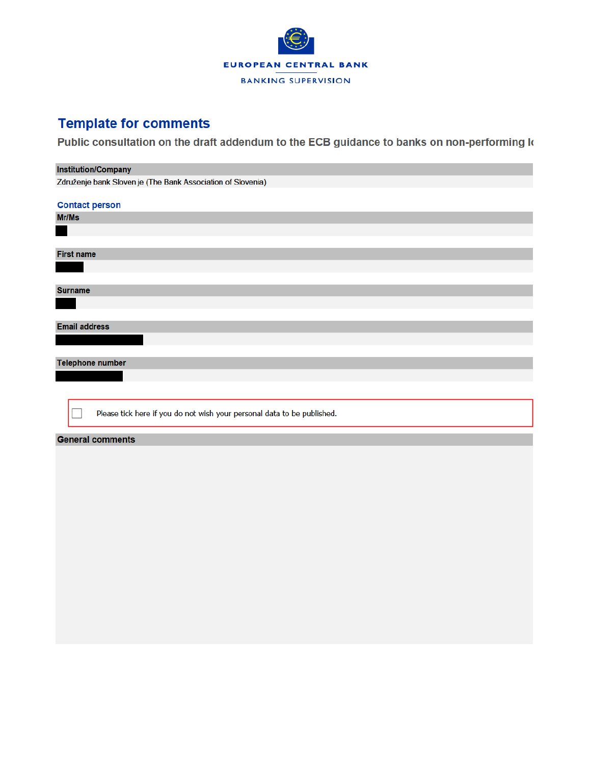EUROPEAN CENTRAL BANK

BANKING SUPERVISION

# Template for comments

## Public consultation on the draft addendum to the ECB guidance to banks on non-performing lo

**Institution/Company**

Združenje bank Sloven je (The Bank Association of Slovenia)

### Contact person

**Mr/Ms**

**First name**

**Surname**

**Email address**

**Telephone number**

☐ Please tick here if you do not wish your personal data to be published.

**General comments**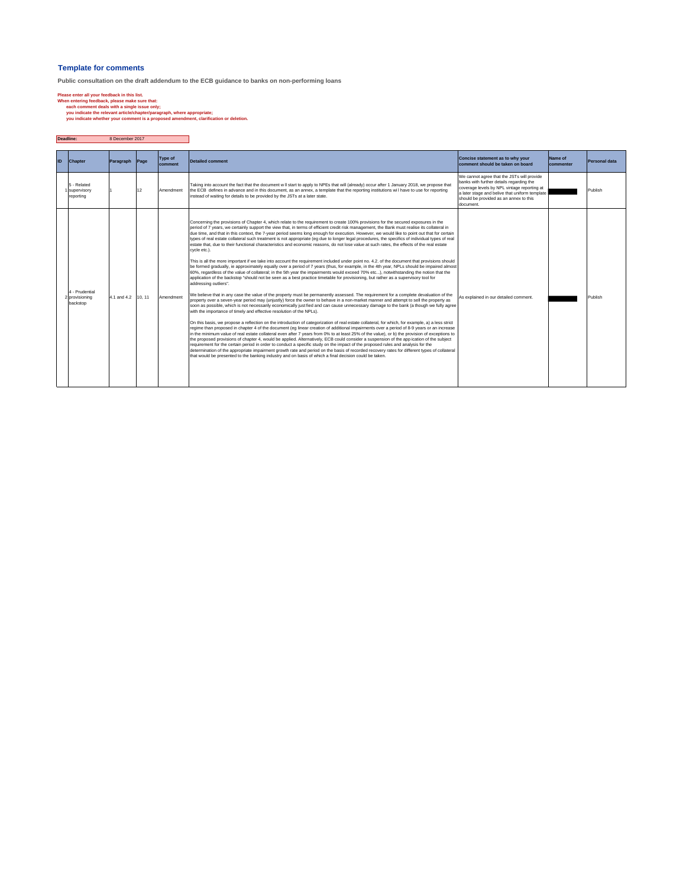## Template for comments

**Public consultation on the draft addendum to the ECB guidance to banks on non-performing loans**

**Please enter all your feedback in this list.**
**When entering feedback, please make sure that:**
- **each comment deals with a single issue only;**
- **you indicate the relevant article/chapter/paragraph, where appropriate;**
- **you indicate whether your comment is a proposed amendment, clarification or deletion.**

**Deadline:** 8 December 2017

| ID | Chapter | Paragraph | Page | Type of comment | Detailed comment | Concise statement as to why your comment should be taken on board | Name of commenter | Personal data |
|---|---|---|---|---|---|---|---|---|
| 1 | 5 - Related supervisory reporting | 1 | 12 | Amendment | Taking into account the fact that the document w ll start to apply to NPEs that will (already) occur after 1 January 2018, we propose that the ECB defines in advance and in this document, as an annex, a template that the reporting institutions wi l have to use for reporting instead of waiting for details to be provided by the JSTs at a later state. | We cannot agree that the JSTs will provide banks with further details regarding the coverage levels by NPL vintage reporting at a later stage and belive that uniform template should be provided as an annex to this document. | | Publish |
| 2 | 4 - Prudential provisioning backstop | 4.1 and 4.2 | 10, 11 | Amendment | Concerning the provisions of Chapter 4, which relate to the requirement to create 100% provisions for the secured exposures in the period of 7 years, we certainly support the view that, in terms of efficient credit risk management, the Bank must realise its collateral in due time, and that in this context, the 7-year period seems long enough for execution. However, we would like to point out that for certain types of real estate collateral such treatment is not appropriate (eg due to longer legal procedures, the specifics of individual types of real estate that, due to their functional characteristics and economic reasons, do not lose value at such rates, the effects of the real estate cycle etc.).<br><br>This is all the more important if we take into account the requirement included under point no. 4.2. of the document that provisions should be formed gradually, ie approximately equally over a period of 7 years (thus, for example, in the 4th year, NPLs should be impaired almost 60%, regardless of the value of collateral; in the 5th year the impairments would exceed 70% etc…), notwithstanding the notion that the application of the backstop "should not be seen as a best practice timetable for provisioning, but rather as a supervisory tool for addressing outliers".<br><br>We believe that in any case the value of the property must be permanently assessed. The requirement for a complete devaluation of the property over a seven-year period may (unjustly) force the owner to behave in a non-market manner and attempt to sell the property as soon as possible, which is not necessarily economically just fied and can cause unnecessary damage to the bank (a though we fully agree with the importance of timely and effective resolution of the NPLs).<br><br>On this basis, we propose a reflection on the introduction of categorization of real estate collateral, for which, for example, a) a less strict regime than proposed in chapter 4 of the document (eg linear creation of additional impairments over a period of 8-9 years or an increase in the minimum value of real estate collateral even after 7 years from 0% to at least 25% of the value), or b) the provision of exceptions to the proposed provisions of chapter 4, would be applied. Alternatively, ECB could consider a suspension of the app ication of the subject requirement for the certain period in order to conduct a specific study on the impact of the proposed rules and analysis for the determination of the appropriate impairment growth rate and period on the basis of recorded recovery rates for different types of collateral that would be presented to the banking industry and on basis of which a final decision could be taken. | As explained in our detailed comment. | | Publish |